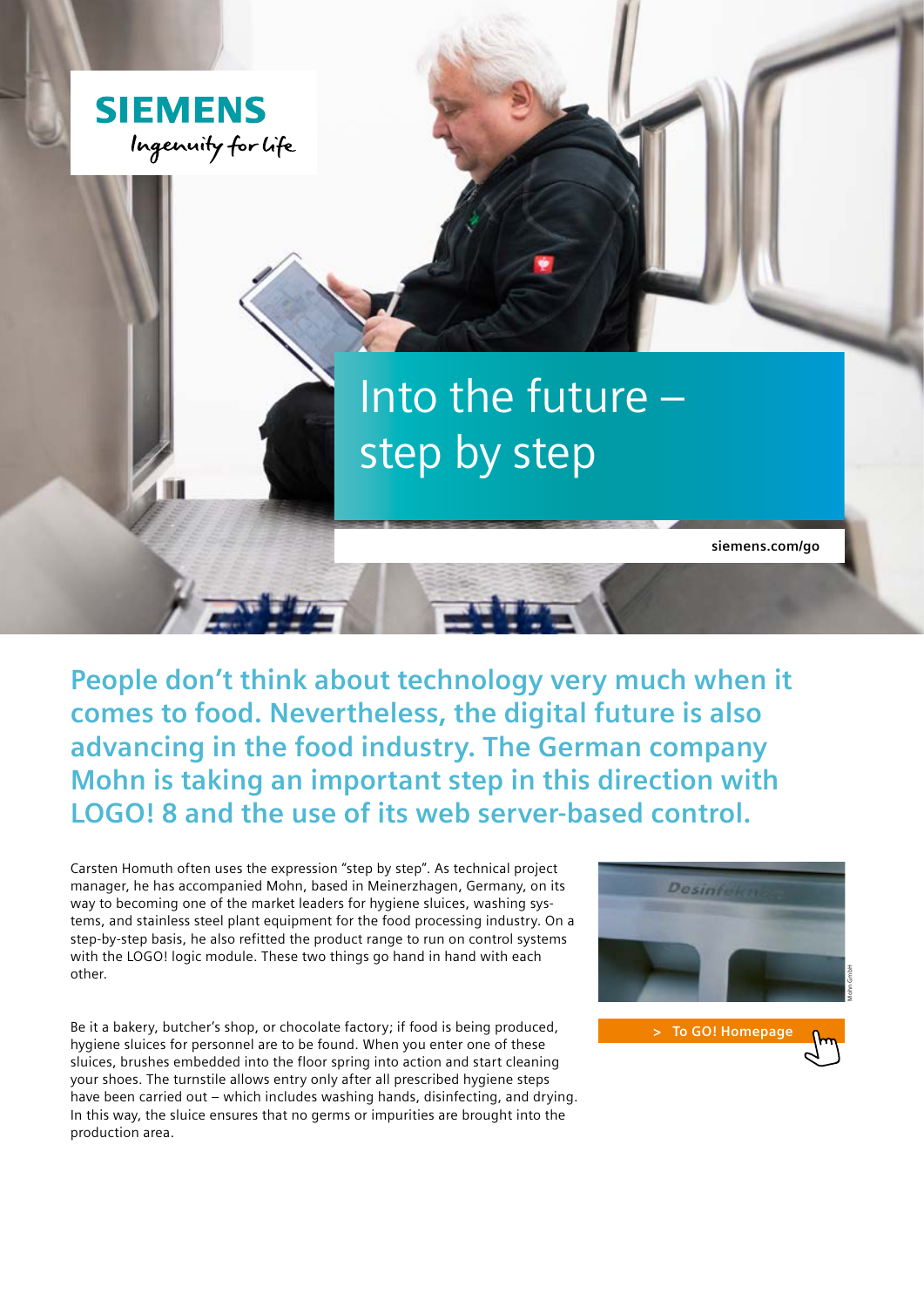SIEMENS
Ingenuity for life

# Into the future – step by step

siemens.com/go

## People don't think about technology very much when it comes to food. Nevertheless, the digital future is also advancing in the food industry. The German company Mohn is taking an important step in this direction with LOGO! 8 and the use of its web server-based control.

Carsten Homuth often uses the expression "step by step". As technical project manager, he has accompanied Mohn, based in Meinerzhagen, Germany, on its way to becoming one of the market leaders for hygiene sluices, washing systems, and stainless steel plant equipment for the food processing industry. On a step-by-step basis, he also refitted the product range to run on control systems with the LOGO! logic module. These two things go hand in hand with each other.

Be it a bakery, butcher's shop, or chocolate factory; if food is being produced, hygiene sluices for personnel are to be found. When you enter one of these sluices, brushes embedded into the floor spring into action and start cleaning your shoes. The turnstile allows entry only after all prescribed hygiene steps have been carried out – which includes washing hands, disinfecting, and drying. In this way, the sluice ensures that no germs or impurities are brought into the production area.

Mohn GmbH

> To GO! Homepage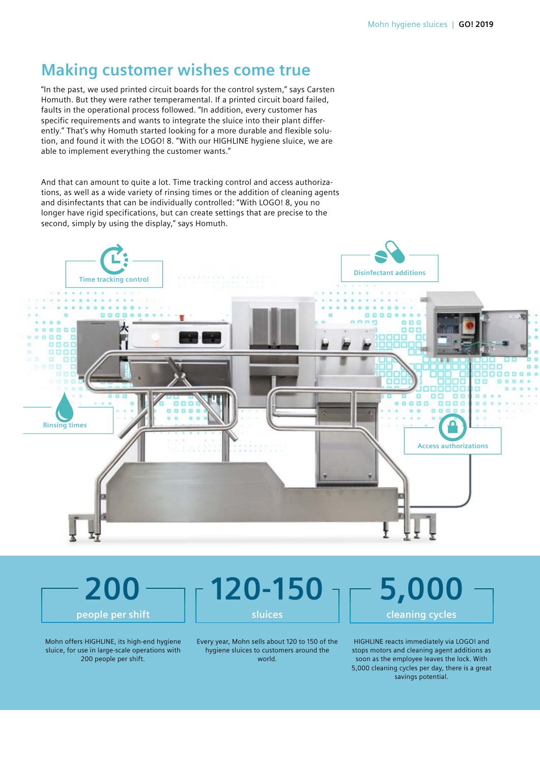## Making customer wishes come true

"In the past, we used printed circuit boards for the control system," says Carsten Homuth. But they were rather temperamental. If a printed circuit board failed, faults in the operational process followed. "In addition, every customer has specific requirements and wants to integrate the sluice into their plant differently." That's why Homuth started looking for a more durable and flexible solution, and found it with the LOGO! 8. "With our HIGHLINE hygiene sluice, we are able to implement everything the customer wants."

And that can amount to quite a lot. Time tracking control and access authorizations, as well as a wide variety of rinsing times or the addition of cleaning agents and disinfectants that can be individually controlled: "With LOGO! 8, you no longer have rigid specifications, but can create settings that are precise to the second, simply by using the display," says Homuth.

Time tracking control

Disinfectant additions

Rinsing times

Access authorizations

**200**
people per shift

Mohn offers HIGHLINE, its high-end hygiene sluice, for use in large-scale operations with 200 people per shift.

**120-150**
sluices

Every year, Mohn sells about 120 to 150 of the hygiene sluices to customers around the world.

**5,000**
cleaning cycles

HIGHLINE reacts immediately via LOGO! and stops motors and cleaning agent additions as soon as the employee leaves the lock. With 5,000 cleaning cycles per day, there is a great savings potential.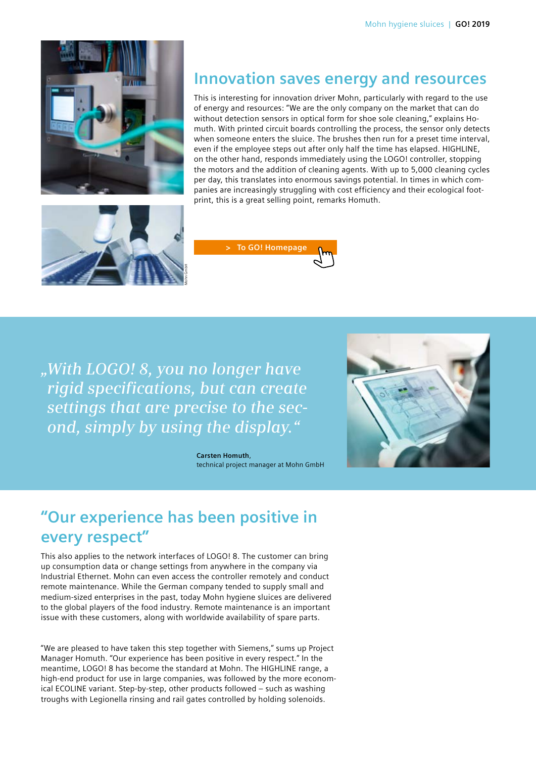## Innovation saves energy and resources

This is interesting for innovation driver Mohn, particularly with regard to the use of energy and resources: "We are the only company on the market that can do without detection sensors in optical form for shoe sole cleaning," explains Homuth. With printed circuit boards controlling the process, the sensor only detects when someone enters the sluice. The brushes then run for a preset time interval, even if the employee steps out after only half the time has elapsed. HIGHLINE, on the other hand, responds immediately using the LOGO! controller, stopping the motors and the addition of cleaning agents. With up to 5,000 cleaning cycles per day, this translates into enormous savings potential. In times in which companies are increasingly struggling with cost efficiency and their ecological footprint, this is a great selling point, remarks Homuth.

> To GO! Homepage

*„With LOGO! 8, you no longer have rigid specifications, but can create settings that are precise to the second, simply by using the display."*

**Carsten Homuth**,
technical project manager at Mohn GmbH

## "Our experience has been positive in every respect"

This also applies to the network interfaces of LOGO! 8. The customer can bring up consumption data or change settings from anywhere in the company via Industrial Ethernet. Mohn can even access the controller remotely and conduct remote maintenance. While the German company tended to supply small and medium-sized enterprises in the past, today Mohn hygiene sluices are delivered to the global players of the food industry. Remote maintenance is an important issue with these customers, along with worldwide availability of spare parts.

"We are pleased to have taken this step together with Siemens," sums up Project Manager Homuth. "Our experience has been positive in every respect." In the meantime, LOGO! 8 has become the standard at Mohn. The HIGHLINE range, a high-end product for use in large companies, was followed by the more economical ECOLINE variant. Step-by-step, other products followed – such as washing troughs with Legionella rinsing and rail gates controlled by holding solenoids.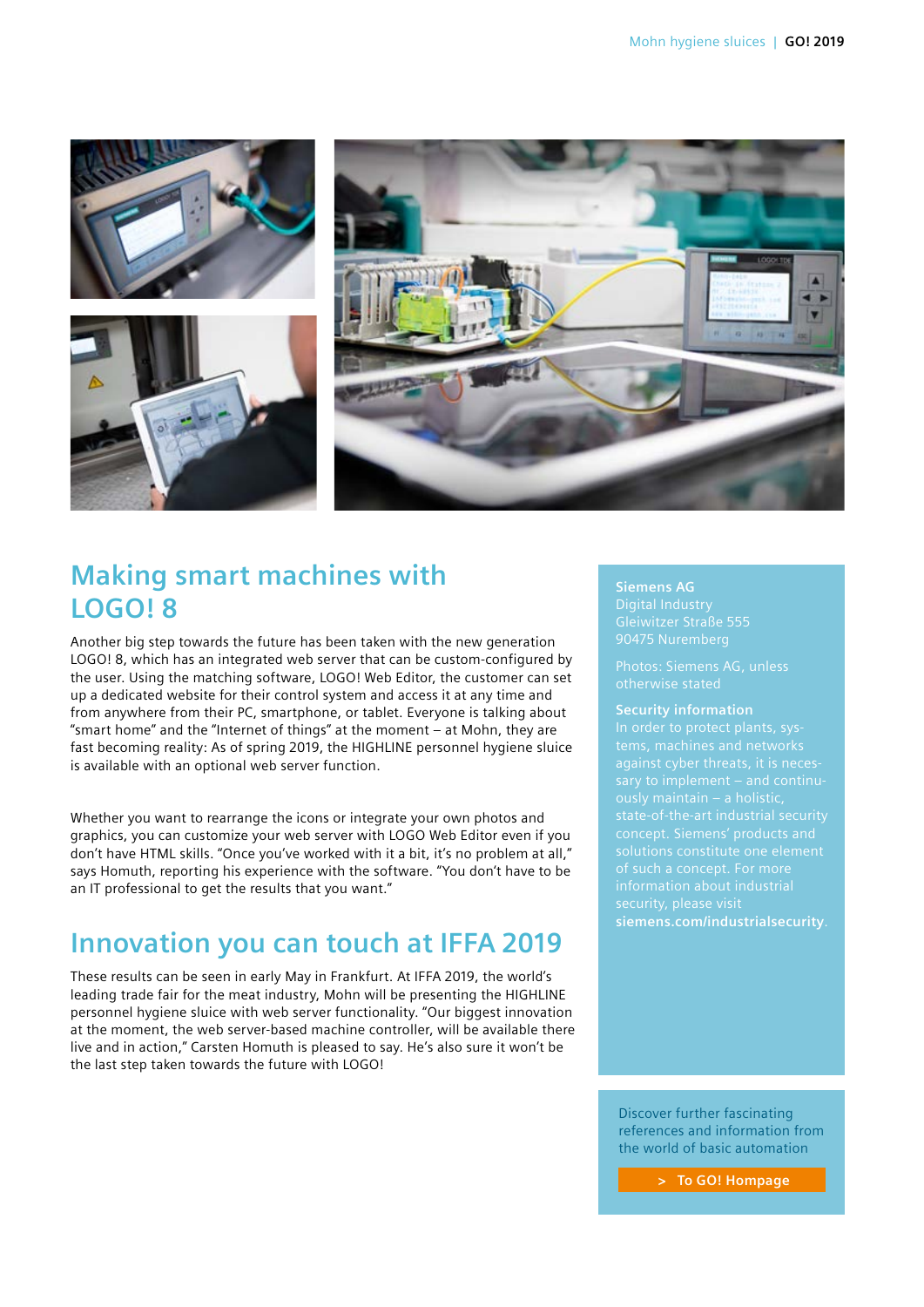## Making smart machines with LOGO! 8

Another big step towards the future has been taken with the new generation LOGO! 8, which has an integrated web server that can be custom-configured by the user. Using the matching software, LOGO! Web Editor, the customer can set up a dedicated website for their control system and access it at any time and from anywhere from their PC, smartphone, or tablet. Everyone is talking about "smart home" and the "Internet of things" at the moment – at Mohn, they are fast becoming reality: As of spring 2019, the HIGHLINE personnel hygiene sluice is available with an optional web server function.

Whether you want to rearrange the icons or integrate your own photos and graphics, you can customize your web server with LOGO Web Editor even if you don't have HTML skills. "Once you've worked with it a bit, it's no problem at all," says Homuth, reporting his experience with the software. "You don't have to be an IT professional to get the results that you want."

## Innovation you can touch at IFFA 2019

These results can be seen in early May in Frankfurt. At IFFA 2019, the world's leading trade fair for the meat industry, Mohn will be presenting the HIGHLINE personnel hygiene sluice with web server functionality. "Our biggest innovation at the moment, the web server-based machine controller, will be available there live and in action," Carsten Homuth is pleased to say. He's also sure it won't be the last step taken towards the future with LOGO!

**Siemens AG**
Digital Industry
Gleiwitzer Straße 555
90475 Nuremberg

Photos: Siemens AG, unless otherwise stated

**Security information**
In order to protect plants, systems, machines and networks against cyber threats, it is necessary to implement – and continuously maintain – a holistic, state-of-the-art industrial security concept. Siemens' products and solutions constitute one element of such a concept. For more information about industrial security, please visit **siemens.com/industrialsecurity**.

Discover further fascinating references and information from the world of basic automation

> To GO! Hompage